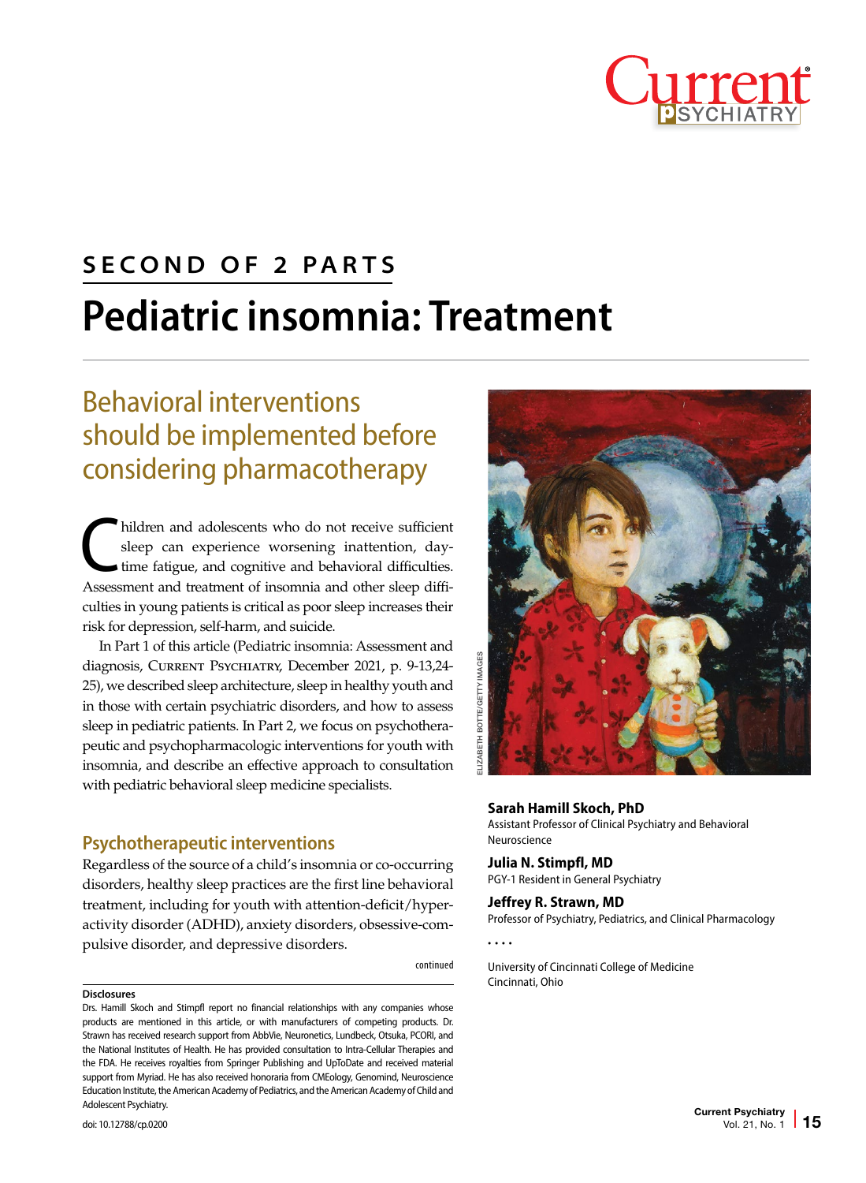SECOND OF 2 PARTS

# Pediatric insomnia: Treatment

## Behavioral interventions should be implemented before considering pharmacotherapy

Children and adolescents who do not receive sufficient sleep can experience worsening inattention, daytime fatigue, and cognitive and behavioral difficulties. Assessment and treatment of insomnia and other sleep difficulties in young patients is critical as poor sleep increases their risk for depression, self-harm, and suicide.

In Part 1 of this article (Pediatric insomnia: Assessment and diagnosis, Current Psychiatry, December 2021, p. 9-13,24-25), we described sleep architecture, sleep in healthy youth and in those with certain psychiatric disorders, and how to assess sleep in pediatric patients. In Part 2, we focus on psychotherapeutic and psychopharmacologic interventions for youth with insomnia, and describe an effective approach to consultation with pediatric behavioral sleep medicine specialists.

### Psychotherapeutic interventions

Regardless of the source of a child's insomnia or co-occurring disorders, healthy sleep practices are the first line behavioral treatment, including for youth with attention-deficit/hyperactivity disorder (ADHD), anxiety disorders, obsessive-compulsive disorder, and depressive disorders.

continued

ELIZABETH BOTTE/GETTY IMAGES

**Sarah Hamill Skoch, PhD**
Assistant Professor of Clinical Psychiatry and Behavioral Neuroscience

**Julia N. Stimpfl, MD**
PGY-1 Resident in General Psychiatry

**Jeffrey R. Strawn, MD**
Professor of Psychiatry, Pediatrics, and Clinical Pharmacology

....

University of Cincinnati College of Medicine
Cincinnati, Ohio

**Disclosures**
Drs. Hamill Skoch and Stimpfl report no financial relationships with any companies whose products are mentioned in this article, or with manufacturers of competing products. Dr. Strawn has received research support from AbbVie, Neuronetics, Lundbeck, Otsuka, PCORI, and the National Institutes of Health. He has provided consultation to Intra-Cellular Therapies and the FDA. He receives royalties from Springer Publishing and UpToDate and received material support from Myriad. He has also received honoraria from CMEology, Genomind, Neuroscience Education Institute, the American Academy of Pediatrics, and the American Academy of Child and Adolescent Psychiatry.

doi: 10.12788/cp.0200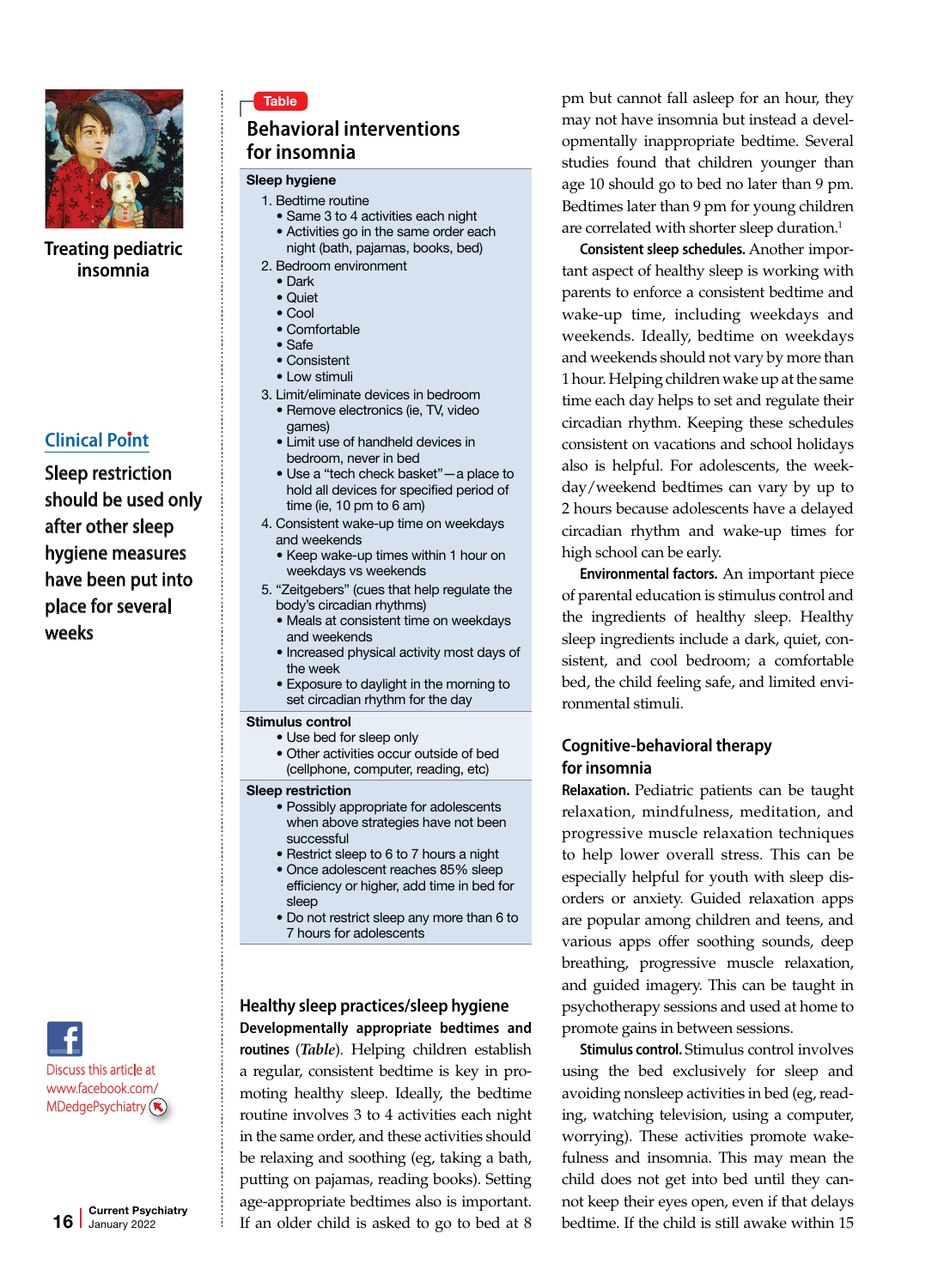Treating pediatric insomnia

Clinical Point

Sleep restriction should be used only after other sleep hygiene measures have been put into place for several weeks

Discuss this article at www.facebook.com/MDedgePsychiatry

**Table**

## Behavioral interventions for insomnia

**Sleep hygiene**

1. Bedtime routine
   - Same 3 to 4 activities each night
   - Activities go in the same order each night (bath, pajamas, books, bed)
2. Bedroom environment
   - Dark
   - Quiet
   - Cool
   - Comfortable
   - Safe
   - Consistent
   - Low stimuli
3. Limit/eliminate devices in bedroom
   - Remove electronics (ie, TV, video games)
   - Limit use of handheld devices in bedroom, never in bed
   - Use a "tech check basket"—a place to hold all devices for specified period of time (ie, 10 pm to 6 am)
4. Consistent wake-up time on weekdays and weekends
   - Keep wake-up times within 1 hour on weekdays vs weekends
5. "Zeitgebers" (cues that help regulate the body's circadian rhythms)
   - Meals at consistent time on weekdays and weekends
   - Increased physical activity most days of the week
   - Exposure to daylight in the morning to set circadian rhythm for the day

**Stimulus control**

- Use bed for sleep only
- Other activities occur outside of bed (cellphone, computer, reading, etc)

**Sleep restriction**

- Possibly appropriate for adolescents when above strategies have not been successful
- Restrict sleep to 6 to 7 hours a night
- Once adolescent reaches 85% sleep efficiency or higher, add time in bed for sleep
- Do not restrict sleep any more than 6 to 7 hours for adolescents

## Healthy sleep practices/sleep hygiene

**Developmentally appropriate bedtimes and routines** (*Table*). Helping children establish a regular, consistent bedtime is key in promoting healthy sleep. Ideally, the bedtime routine involves 3 to 4 activities each night in the same order, and these activities should be relaxing and soothing (eg, taking a bath, putting on pajamas, reading books). Setting age-appropriate bedtimes is also important. If an older child is asked to go to bed at 8 pm but cannot fall asleep for an hour, they may not have insomnia but instead a developmentally inappropriate bedtime. Several studies found that children younger than age 10 should go to bed no later than 9 pm. Bedtimes later than 9 pm for young children are correlated with shorter sleep duration.[1]

**Consistent sleep schedules.** Another important aspect of healthy sleep is working with parents to enforce a consistent bedtime and wake-up time, including weekdays and weekends. Ideally, bedtime on weekdays and weekends should not vary by more than 1 hour. Helping children wake up at the same time each day helps to set and regulate their circadian rhythm. Keeping these schedules consistent on vacations and school holidays also is helpful. For adolescents, the weekday/weekend bedtimes can vary by up to 2 hours because adolescents have a delayed circadian rhythm and wake-up times for high school can be early.

**Environmental factors.** An important piece of parental education is stimulus control and the ingredients of healthy sleep. Healthy sleep ingredients include a dark, quiet, consistent, and cool bedroom; a comfortable bed, the child feeling safe, and limited environmental stimuli.

## Cognitive-behavioral therapy for insomnia

**Relaxation.** Pediatric patients can be taught relaxation, mindfulness, meditation, and progressive muscle relaxation techniques to help lower overall stress. This can be especially helpful for youth with sleep disorders or anxiety. Guided relaxation apps are popular among children and teens, and various apps offer soothing sounds, deep breathing, progressive muscle relaxation, and guided imagery. This can be taught in psychotherapy sessions and used at home to promote gains in between sessions.

**Stimulus control.** Stimulus control involves using the bed exclusively for sleep and avoiding nonsleep activities in bed (eg, reading, watching television, using a computer, worrying). These activities promote wakefulness and insomnia. This may mean the child does not get into bed until they cannot keep their eyes open, even if that delays bedtime. If the child is still awake within 15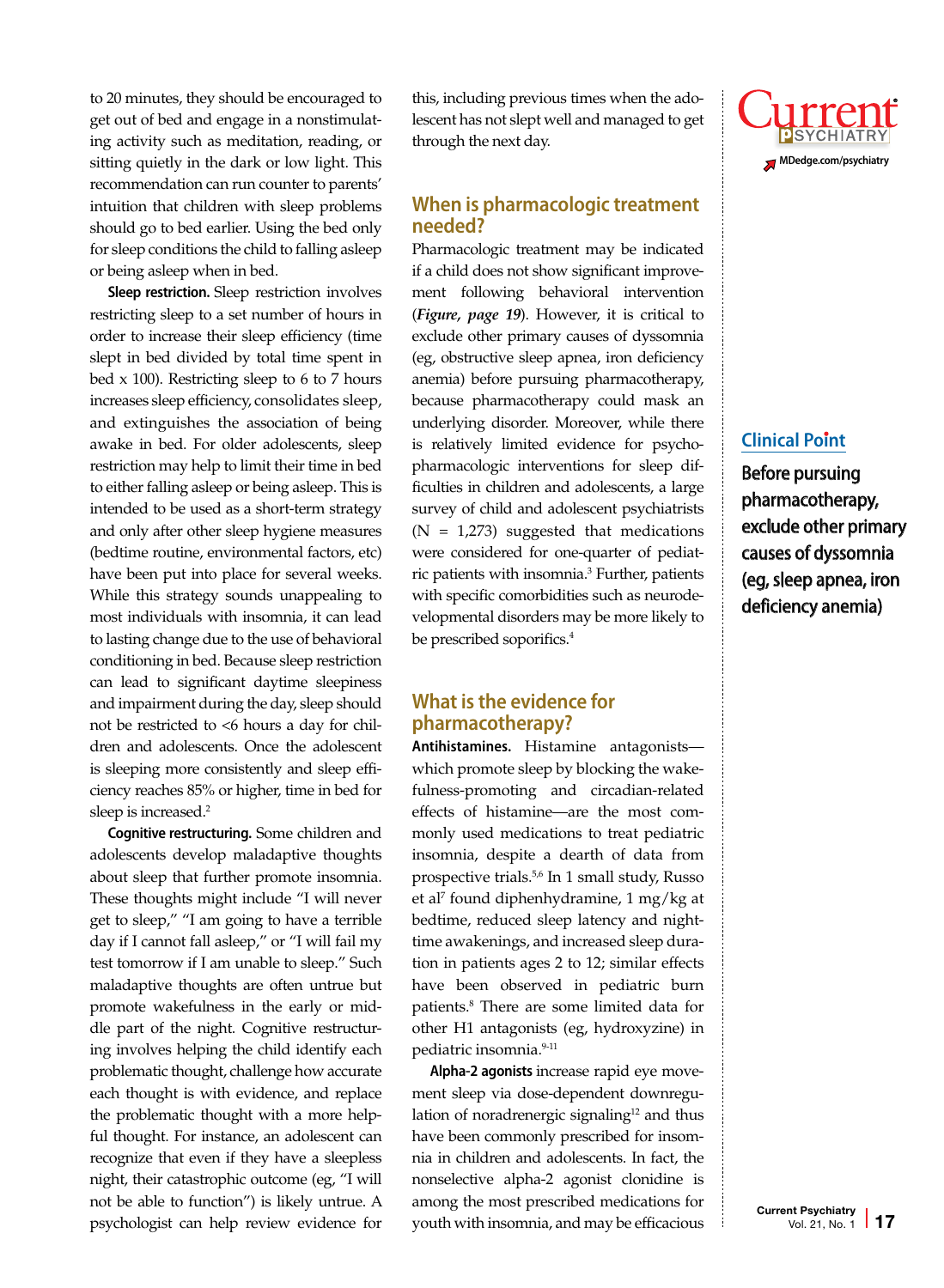to 20 minutes, they should be encouraged to get out of bed and engage in a nonstimulating activity such as meditation, reading, or sitting quietly in the dark or low light. This recommendation can run counter to parents' intuition that children with sleep problems should go to bed earlier. Using the bed only for sleep conditions the child to falling asleep or being asleep when in bed.

**Sleep restriction.** Sleep restriction involves restricting sleep to a set number of hours in order to increase their sleep efficiency (time slept in bed divided by total time spent in bed x 100). Restricting sleep to 6 to 7 hours increases sleep efficiency, consolidates sleep, and extinguishes the association of being awake in bed. For older adolescents, sleep restriction may help to limit their time in bed to either falling asleep or being asleep. This is intended to be used as a short-term strategy and only after other sleep hygiene measures (bedtime routine, environmental factors, etc) have been put into place for several weeks. While this strategy sounds unappealing to most individuals with insomnia, it can lead to lasting change due to the use of behavioral conditioning in bed. Because sleep restriction can lead to significant daytime sleepiness and impairment during the day, sleep should not be restricted to <6 hours a day for children and adolescents. Once the adolescent is sleeping more consistently and sleep efficiency reaches 85% or higher, time in bed for sleep is increased.[2]

**Cognitive restructuring.** Some children and adolescents develop maladaptive thoughts about sleep that further promote insomnia. These thoughts might include "I will never get to sleep," "I am going to have a terrible day if I cannot fall asleep," or "I will fail my test tomorrow if I am unable to sleep." Such maladaptive thoughts are often untrue but promote wakefulness in the early or middle part of the night. Cognitive restructuring involves helping the child identify each problematic thought, challenge how accurate each thought is with evidence, and replace the problematic thought with a more helpful thought. For instance, an adolescent can recognize that even if they have a sleepless night, their catastrophic outcome (eg, "I will not be able to function") is likely untrue. A psychologist can help review evidence for this, including previous times when the adolescent has not slept well and managed to get through the next day.

## When is pharmacologic treatment needed?

Pharmacologic treatment may be indicated if a child does not show significant improvement following behavioral intervention (***Figure, page 19***). However, it is critical to exclude other primary causes of dyssomnia (eg, obstructive sleep apnea, iron deficiency anemia) before pursuing pharmacotherapy, because pharmacotherapy could mask an underlying disorder. Moreover, while there is relatively limited evidence for psychopharmacologic interventions for sleep difficulties in children and adolescents, a large survey of child and adolescent psychiatrists (N = 1,273) suggested that medications were considered for one-quarter of pediatric patients with insomnia.[3] Further, patients with specific comorbidities such as neurodevelopmental disorders may be more likely to be prescribed soporifics.[4]

**Clinical Point**

**Before pursuing pharmacotherapy, exclude other primary causes of dyssomnia (eg, sleep apnea, iron deficiency anemia)**

## What is the evidence for pharmacotherapy?

**Antihistamines.** Histamine antagonists—which promote sleep by blocking the wakefulness-promoting and circadian-related effects of histamine—are the most commonly used medications to treat pediatric insomnia, despite a dearth of data from prospective trials.[5,6] In 1 small study, Russo et al[7] found diphenhydramine, 1 mg/kg at bedtime, reduced sleep latency and nighttime awakenings, and increased sleep duration in patients ages 2 to 12; similar effects have been observed in pediatric burn patients.[8] There are some limited data for other H1 antagonists (eg, hydroxyzine) in pediatric insomnia.[9-11]

**Alpha-2 agonists** increase rapid eye movement sleep via dose-dependent downregulation of noradrenergic signaling[12] and thus have been commonly prescribed for insomnia in children and adolescents. In fact, the nonselective alpha-2 agonist clonidine is among the most prescribed medications for youth with insomnia, and may be efficacious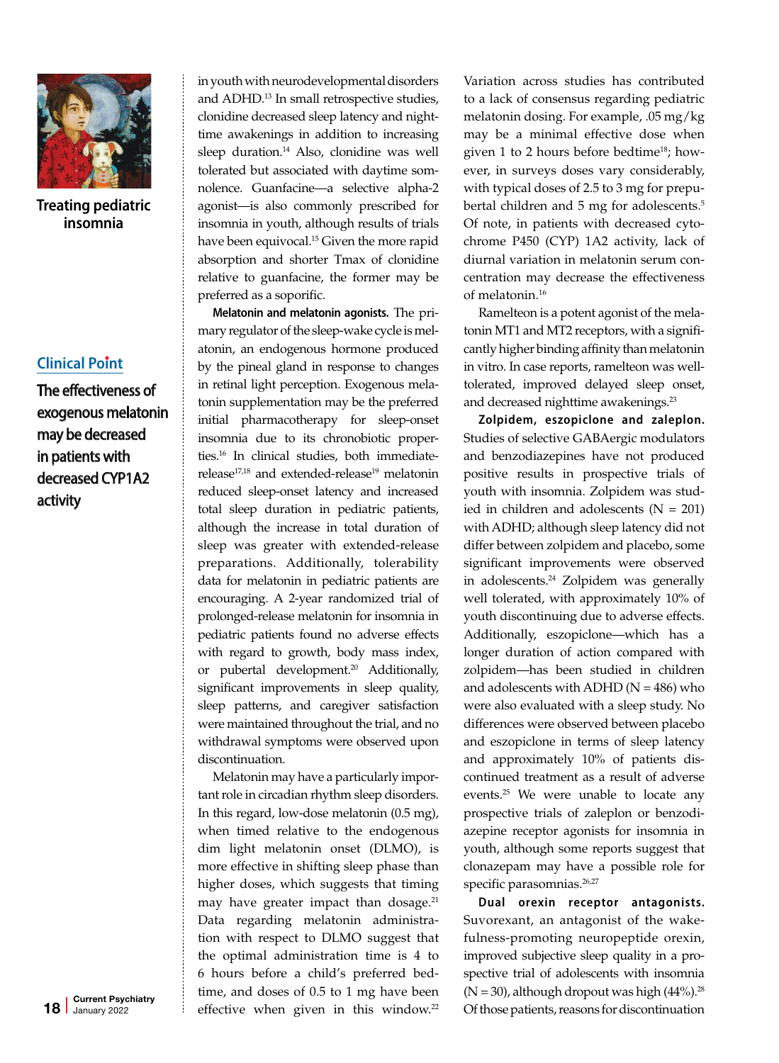Treating pediatric insomnia

**Clinical Point**

**The effectiveness of exogenous melatonin may be decreased in patients with decreased CYP1A2 activity**

in youth with neurodevelopmental disorders and ADHD.[13] In small retrospective studies, clonidine decreased sleep latency and nighttime awakenings in addition to increasing sleep duration.[14] Also, clonidine was well tolerated but associated with daytime somnolence. Guanfacine—a selective alpha-2 agonist—is also commonly prescribed for insomnia in youth, although results of trials have been equivocal.[15] Given the more rapid absorption and shorter Tmax of clonidine relative to guanfacine, the former may be preferred as a soporific.

**Melatonin and melatonin agonists.** The primary regulator of the sleep-wake cycle is melatonin, an endogenous hormone produced by the pineal gland in response to changes in retinal light perception. Exogenous melatonin supplementation may be the preferred initial pharmacotherapy for sleep-onset insomnia due to its chronobiotic properties.[16] In clinical studies, both immediate-release[17,18] and extended-release[19] melatonin reduced sleep-onset latency and increased total sleep duration in pediatric patients, although the increase in total duration of sleep was greater with extended-release preparations. Additionally, tolerability data for melatonin in pediatric patients are encouraging. A 2-year randomized trial of prolonged-release melatonin for insomnia in pediatric patients found no adverse effects with regard to growth, body mass index, or pubertal development.[20] Additionally, significant improvements in sleep quality, sleep patterns, and caregiver satisfaction were maintained throughout the trial, and no withdrawal symptoms were observed upon discontinuation.

Melatonin may have a particularly important role in circadian rhythm sleep disorders. In this regard, low-dose melatonin (0.5 mg), when timed relative to the endogenous dim light melatonin onset (DLMO), is more effective in shifting sleep phase than higher doses, which suggests that timing may have greater impact than dosage.[21] Data regarding melatonin administration with respect to DLMO suggest that the optimal administration time is 4 to 6 hours before a child's preferred bedtime, and doses of 0.5 to 1 mg have been effective when given in this window.[22] Variation across studies has contributed to a lack of consensus regarding pediatric melatonin dosing. For example, .05 mg/kg may be a minimal effective dose when given 1 to 2 hours before bedtime[18]; however, in surveys doses vary considerably, with typical doses of 2.5 to 3 mg for prepubertal children and 5 mg for adolescents.[5] Of note, in patients with decreased cytochrome P450 (CYP) 1A2 activity, lack of diurnal variation in melatonin serum concentration may decrease the effectiveness of melatonin.[16]

Ramelteon is a potent agonist of the melatonin MT1 and MT2 receptors, with a significantly higher binding affinity than melatonin in vitro. In case reports, ramelteon was well-tolerated, improved delayed sleep onset, and decreased nighttime awakenings.[23]

**Zolpidem, eszopiclone and zaleplon.** Studies of selective GABAergic modulators and benzodiazepines have not produced positive results in prospective trials of youth with insomnia. Zolpidem was studied in children and adolescents (N = 201) with ADHD; although sleep latency did not differ between zolpidem and placebo, some significant improvements were observed in adolescents.[24] Zolpidem was generally well tolerated, with approximately 10% of youth discontinuing due to adverse effects. Additionally, eszopiclone—which has a longer duration of action compared with zolpidem—has been studied in children and adolescents with ADHD (N = 486) who were also evaluated with a sleep study. No differences were observed between placebo and eszopiclone in terms of sleep latency and approximately 10% of patients discontinued treatment as a result of adverse events.[25] We were unable to locate any prospective trials of zaleplon or benzodiazepine receptor agonists for insomnia in youth, although some reports suggest that clonazepam may have a possible role for specific parasomnias.[26,27]

**Dual orexin receptor antagonists.** Suvorexant, an antagonist of the wakefulness-promoting neuropeptide orexin, improved subjective sleep quality in a prospective trial of adolescents with insomnia (N = 30), although dropout was high (44%).[28] Of those patients, reasons for discontinuation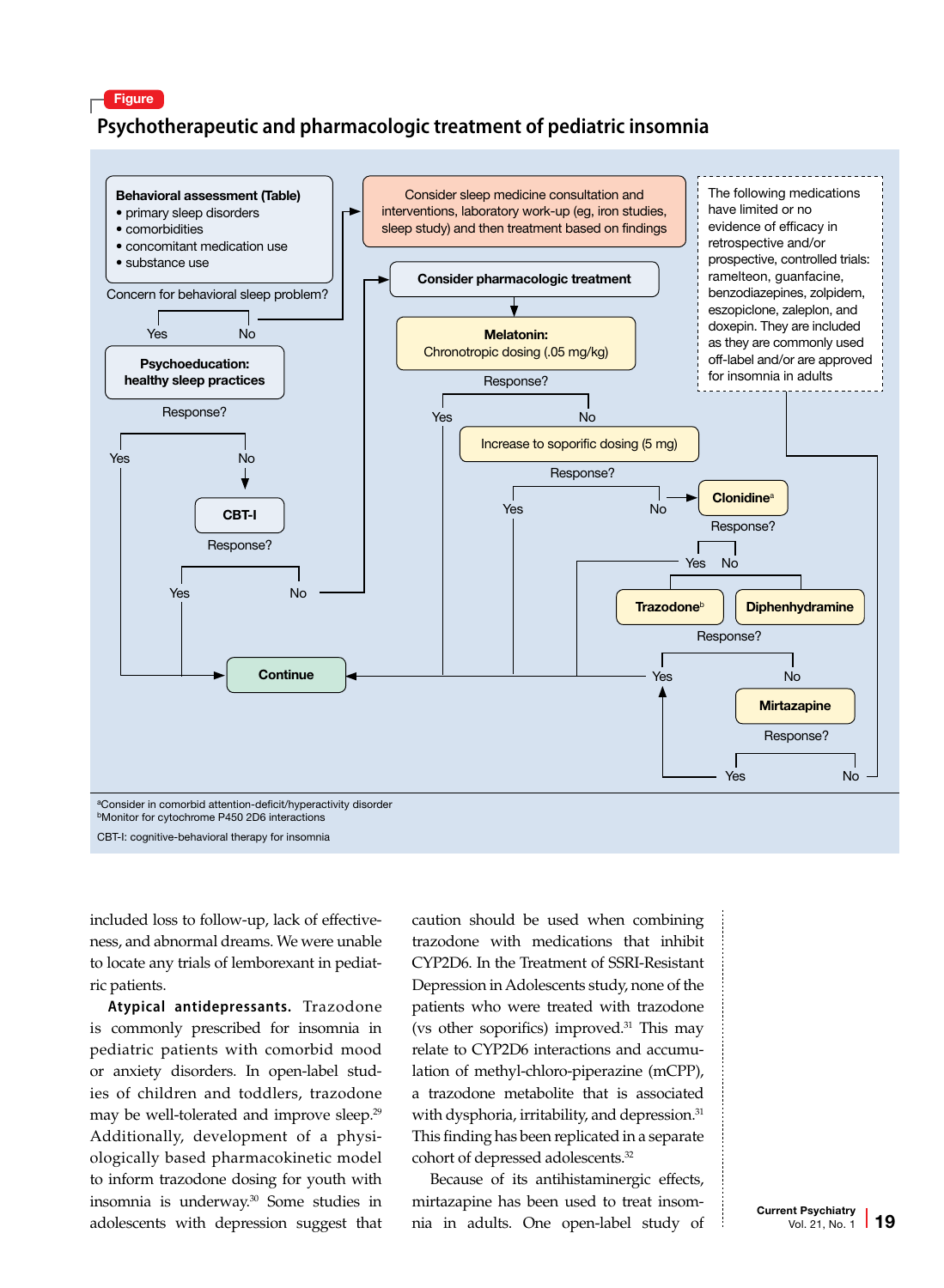Figure

## Psychotherapeutic and pharmacologic treatment of pediatric insomnia

**Behavioral assessment (Table)**
- primary sleep disorders
- comorbidities
- concomitant medication use
- substance use

Concern for behavioral sleep problem?

- Yes → **Psychoeducation: healthy sleep practices** → Response?
  - Yes → **Continue**
  - No → **CBT-I** → Response?
    - Yes → **Continue**
    - No → **Consider pharmacologic treatment**
- No → Consider sleep medicine consultation and interventions, laboratory work-up (eg, iron studies, sleep study) and then treatment based on findings

**Consider pharmacologic treatment** → **Melatonin:** Chronotropic dosing (.05 mg/kg) → Response?
- Yes → **Continue**
- No → Increase to soporific dosing (5 mg) → Response?
  - Yes → **Continue**
  - No → **Clonidine**[a] → Response?
    - Yes → **Continue**
    - No → **Trazodone**[b] / **Diphenhydramine** → Response?
      - Yes → **Continue**
      - No → **Mirtazapine** → Response?
        - Yes → **Continue**
        - No → The following medications have limited or no evidence of efficacy in retrospective and/or prospective, controlled trials: ramelteon, guanfacine, benzodiazepines, zolpidem, eszopiclone, zaleplon, and doxepin. They are included as they are commonly used off-label and/or are approved for insomnia in adults

[a]Consider in comorbid attention-deficit/hyperactivity disorder
[b]Monitor for cytochrome P450 2D6 interactions
CBT-I: cognitive-behavioral therapy for insomnia

included loss to follow-up, lack of effectiveness, and abnormal dreams. We were unable to locate any trials of lemborexant in pediatric patients.

**Atypical antidepressants.** Trazodone is commonly prescribed for insomnia in pediatric patients with comorbid mood or anxiety disorders. In open-label studies of children and toddlers, trazodone may be well-tolerated and improve sleep.[29] Additionally, development of a physiologically based pharmacokinetic model to inform trazodone dosing for youth with insomnia is underway.[30] Some studies in adolescents with depression suggest that caution should be used when combining trazodone with medications that inhibit CYP2D6. In the Treatment of SSRI-Resistant Depression in Adolescents study, none of the patients who were treated with trazodone (vs other soporifics) improved.[31] This may relate to CYP2D6 interactions and accumulation of methyl-chloro-piperazine (mCPP), a trazodone metabolite that is associated with dysphoria, irritability, and depression.[31] This finding has been replicated in a separate cohort of depressed adolescents.[32]

Because of its antihistaminergic effects, mirtazapine has been used to treat insomnia in adults. One open-label study of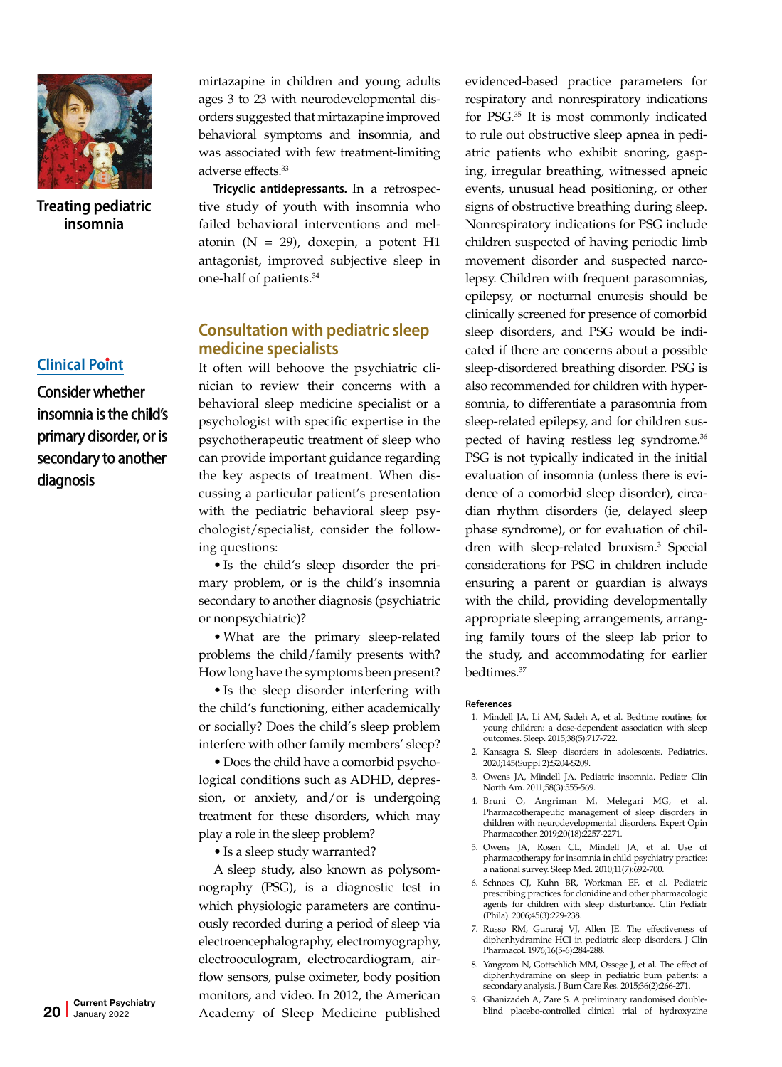mirtazapine in children and young adults ages 3 to 23 with neurodevelopmental disorders suggested that mirtazapine improved behavioral symptoms and insomnia, and was associated with few treatment-limiting adverse effects.[33]

**Tricyclic antidepressants.** In a retrospective study of youth with insomnia who failed behavioral interventions and melatonin (N = 29), doxepin, a potent H1 antagonist, improved subjective sleep in one-half of patients.[34]

## Consultation with pediatric sleep medicine specialists

It often will behoove the psychiatric clinician to review their concerns with a behavioral sleep medicine specialist or a psychologist with specific expertise in the psychotherapeutic treatment of sleep who can provide important guidance regarding the key aspects of treatment. When discussing a particular patient's presentation with the pediatric behavioral sleep psychologist/specialist, consider the following questions:

- Is the child's sleep disorder the primary problem, or is the child's insomnia secondary to another diagnosis (psychiatric or nonpsychiatric)?
- What are the primary sleep-related problems the child/family presents with? How long have the symptoms been present?
- Is the sleep disorder interfering with the child's functioning, either academically or socially? Does the child's sleep problem interfere with other family members' sleep?
- Does the child have a comorbid psychological conditions such as ADHD, depression, or anxiety, and/or is undergoing treatment for these disorders, which may play a role in the sleep problem?
- Is a sleep study warranted?

**Clinical Point**

**Consider whether insomnia is the child's primary disorder, or is secondary to another diagnosis**

A sleep study, also known as polysomnography (PSG), is a diagnostic test in which physiologic parameters are continuously recorded during a period of sleep via electroencephalography, electromyography, electrooculogram, electrocardiogram, airflow sensors, pulse oximeter, body position monitors, and video. In 2012, the American Academy of Sleep Medicine published evidenced-based practice parameters for respiratory and nonrespiratory indications for PSG.[35] It is most commonly indicated to rule out obstructive sleep apnea in pediatric patients who exhibit snoring, gasping, irregular breathing, witnessed apneic events, unusual head positioning, or other signs of obstructive breathing during sleep. Nonrespiratory indications for PSG include children suspected of having periodic limb movement disorder and suspected narcolepsy. Children with frequent parasomnias, epilepsy, or nocturnal enuresis should be clinically screened for presence of comorbid sleep disorders, and PSG would be indicated if there are concerns about a possible sleep-disordered breathing disorder. PSG is also recommended for children with hypersomnia, to differentiate a parasomnia from sleep-related epilepsy, and for children suspected of having restless leg syndrome.[36] PSG is not typically indicated in the initial evaluation of insomnia (unless there is evidence of a comorbid sleep disorder), circadian rhythm disorders (ie, delayed sleep phase syndrome), or for evaluation of children with sleep-related bruxism.[3] Special considerations for PSG in children include ensuring a parent or guardian is always with the child, providing developmentally appropriate sleeping arrangements, arranging family tours of the sleep lab prior to the study, and accommodating for earlier bedtimes.[37]

### References

1. Mindell JA, Li AM, Sadeh A, et al. Bedtime routines for young children: a dose-dependent association with sleep outcomes. Sleep. 2015;38(5):717-722.
2. Kansagra S. Sleep disorders in adolescents. Pediatrics. 2020;145(Suppl 2):S204-S209.
3. Owens JA, Mindell JA. Pediatric insomnia. Pediatr Clin North Am. 2011;58(3):555-569.
4. Bruni O, Angriman M, Melegari MG, et al. Pharmacotherapeutic management of sleep disorders in children with neurodevelopmental disorders. Expert Opin Pharmacother. 2019;20(18):2257-2271.
5. Owens JA, Rosen CL, Mindell JA, et al. Use of pharmacotherapy for insomnia in child psychiatry practice: a national survey. Sleep Med. 2010;11(7):692-700.
6. Schnoes CJ, Kuhn BR, Workman EF, et al. Pediatric prescribing practices for clonidine and other pharmacologic agents for children with sleep disturbance. Clin Pediatr (Phila). 2006;45(3):229-238.
7. Russo RM, Gururaj VJ, Allen JE. The effectiveness of diphenhydramine HCI in pediatric sleep disorders. J Clin Pharmacol. 1976;16(5-6):284-288.
8. Yangzom N, Gottschlich MM, Ossege J, et al. The effect of diphenhydramine on sleep in pediatric burn patients: a secondary analysis. J Burn Care Res. 2015;36(2):266-271.
9. Ghanizadeh A, Zare S. A preliminary randomised double-blind placebo-controlled clinical trial of hydroxyzine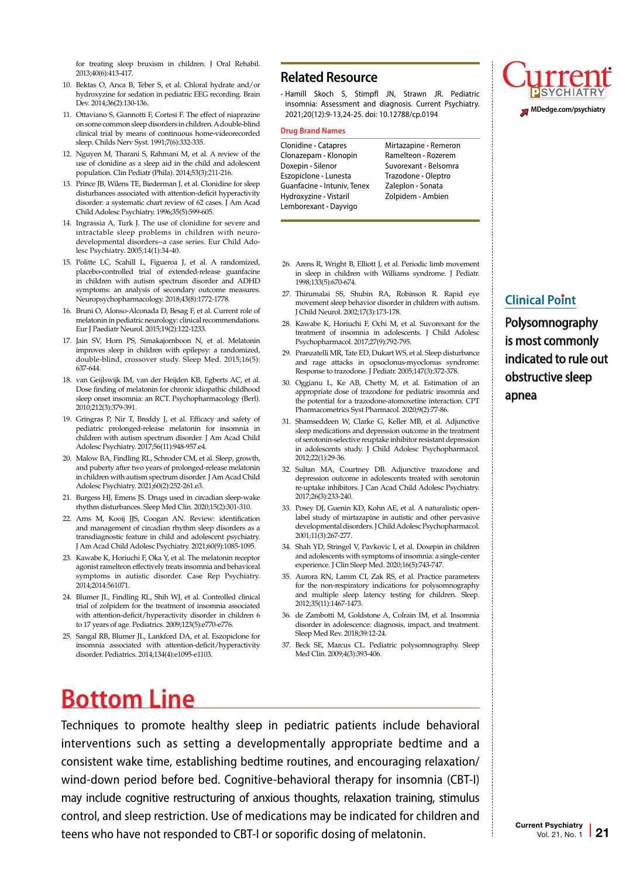for treating sleep bruxism in children. J Oral Rehabil. 2013;40(6):413-417.

10. Bektas O, Arıca B, Teber S, et al. Chloral hydrate and/or hydroxyzine for sedation in pediatric EEG recording. Brain Dev. 2014;36(2):130-136.
11. Ottaviano S, Giannotti F, Cortesi F. The effect of niaprazine on some common sleep disorders in children. A double-blind clinical trial by means of continuous home-videorecorded sleep. Childs Nerv Syst. 1991;7(6):332-335.
12. Nguyen M, Tharani S, Rahmani M, et al. A review of the use of clonidine as a sleep aid in the child and adolescent population. Clin Pediatr (Phila). 2014;53(3):211-216.
13. Prince JB, Wilens TE, Biederman J, et al. Clonidine for sleep disturbances associated with attention-deficit hyperactivity disorder: a systematic chart review of 62 cases. J Am Acad Child Adolesc Psychiatry. 1996;35(5):599-605.
14. Ingrassia A, Turk J. The use of clonidine for severe and intractable sleep problems in children with neurodevelopmental disorders--a case series. Eur Child Adolesc Psychiatry. 2005;14(1):34-40.
15. Politte LC, Scahill L, Figueroa J, et al. A randomized, placebo-controlled trial of extended-release guanfacine in children with autism spectrum disorder and ADHD symptoms: an analysis of secondary outcome measures. Neuropsychopharmacology. 2018;43(8):1772-1778.
16. Bruni O, Alonso-Alconada D, Besag F, et al. Current role of melatonin in pediatric neurology: clinical recommendations. Eur J Paediatr Neurol. 2015;19(2):122-133.
17. Jain SV, Horn PS, Simakajornboon N, et al. Melatonin improves sleep in children with epilepsy: a randomized, double-blind, crossover study. Sleep Med. 2015;16(5):637-644.
18. van Geijlswijk IM, van der Heijden KB, Egberts AC, et al. Dose finding of melatonin for chronic idiopathic childhood sleep onset insomnia: an RCT. Psychopharmacology (Berl). 2010;212(3):379-391.
19. Gringras P, Nir T, Breddy J, et al. Efficacy and safety of pediatric prolonged-release melatonin for insomnia in children with autism spectrum disorder. J Am Acad Child Adolesc Psychiatry. 2017;56(11):948-957.e4.
20. Malow BA, Findling RL, Schroder CM, et al. Sleep, growth, and puberty after two years of prolonged-release melatonin in children with autism spectrum disorder. J Am Acad Child Adolesc Psychiatry. 2021;60(2):252-261.e3.
21. Burgess HJ, Emens JS. Drugs used in circadian sleep-wake rhythm disturbances. Sleep Med Clin. 2020;15(2):301-310.
22. Arns M, Kooij JJS, Coogan AN. Review: identification and management of circadian rhythm sleep disorders as a transdiagnostic feature in child and adolescent psychiatry. J Am Acad Child Adolesc Psychiatry. 2021;60(9):1085-1095.
23. Kawabe K, Horiuchi F, Oka Y, et al. The melatonin receptor agonist ramelteon effectively treats insomnia and behavioral symptoms in autistic disorder. Case Rep Psychiatry. 2014;2014:561071.
24. Blumer JL, Findling RL, Shih WJ, et al. Controlled clinical trial of zolpidem for the treatment of insomnia associated with attention-deficit/hyperactivity disorder in children 6 to 17 years of age. Pediatrics. 2009;123(5):e770-e776.
25. Sangal RB, Blumer JL, Lankford DA, et al. Eszopiclone for insomnia associated with attention-deficit/hyperactivity disorder. Pediatrics. 2014;134(4):e1095-e1103.
26. Arens R, Wright B, Elliott J, et al. Periodic limb movement in sleep in children with Williams syndrome. J Pediatr. 1998;133(5):670-674.
27. Thirumalai SS, Shubin RA, Robinson R. Rapid eye movement sleep behavior disorder in children with autism. J Child Neurol. 2002;17(3):173-178.
28. Kawabe K, Horiuchi F, Ochi M, et al. Suvorexant for the treatment of insomnia in adolescents. J Child Adolesc Psychopharmacol. 2017;27(9):792-795.
29. Pranzatelli MR, Tate ED, Dukart WS, et al. Sleep disturbance and rage attacks in opsoclonus-myoclonus syndrome: Response to trazodone. J Pediatr. 2005;147(3):372-378.
30. Oggianu L, Ke AB, Chetty M, et al. Estimation of an appropriate dose of trazodone for pediatric insomnia and the potential for a trazodone-atomoxetine interaction. CPT Pharmacometrics Syst Pharmacol. 2020;9(2):77-86.
31. Shamseddeen W, Clarke G, Keller MB, et al. Adjunctive sleep medications and depression outcome in the treatment of serotonin-selective reuptake inhibitor resistant depression in adolescents study. J Child Adolesc Psychopharmacol. 2012;22(1):29-36.
32. Sultan MA, Courtney DB. Adjunctive trazodone and depression outcome in adolescents treated with serotonin re-uptake inhibitors. J Can Acad Child Adolesc Psychiatry. 2017;26(3):233-240.
33. Posey DJ, Guenin KD, Kohn AE, et al. A naturalistic open-label study of mirtazapine in autistic and other pervasive developmental disorders. J Child Adolesc Psychopharmacol. 2001;11(3):267-277.
34. Shah YD, Stringel V, Pavkovic I, et al. Doxepin in children and adolescents with symptoms of insomnia: a single-center experience. J Clin Sleep Med. 2020;16(5):743-747.
35. Aurora RN, Lamm CI, Zak RS, et al. Practice parameters for the non-respiratory indications for polysomnography and multiple sleep latency testing for children. Sleep. 2012;35(11):1467-1473.
36. de Zambotti M, Goldstone A, Colrain IM, et al. Insomnia disorder in adolescence: diagnosis, impact, and treatment. Sleep Med Rev. 2018;39:12-24.
37. Beck SE, Marcus CL. Pediatric polysomnography. Sleep Med Clin. 2009;4(3):393-406.

## Related Resource

- Hamill Skoch S, Stimpfl JN, Strawn JR. Pediatric insomnia: Assessment and diagnosis. Current Psychiatry. 2021;20(12):9-13,24-25. doi: 10.12788/cp.0194

### Drug Brand Names

Clonidine • Catapres
Clonazepam • Klonopin
Doxepin • Silenor
Eszopiclone • Lunesta
Guanfacine • Intuniv, Tenex
Hydroxyzine • Vistaril
Lemborexant • Dayvigo
Mirtazapine • Remeron
Ramelteon • Rozerem
Suvorexant • Belsomra
Trazodone • Oleptro
Zaleplon • Sonata
Zolpidem • Ambien

### Clinical Point

Polysomnography is most commonly indicated to rule out obstructive sleep apnea

# Bottom Line

Techniques to promote healthy sleep in pediatric patients include behavioral interventions such as setting a developmentally appropriate bedtime and a consistent wake time, establishing bedtime routines, and encouraging relaxation/wind-down period before bed. Cognitive-behavioral therapy for insomnia (CBT-I) may include cognitive restructuring of anxious thoughts, relaxation training, stimulus control, and sleep restriction. Use of medications may be indicated for children and teens who have not responded to CBT-I or soporific dosing of melatonin.